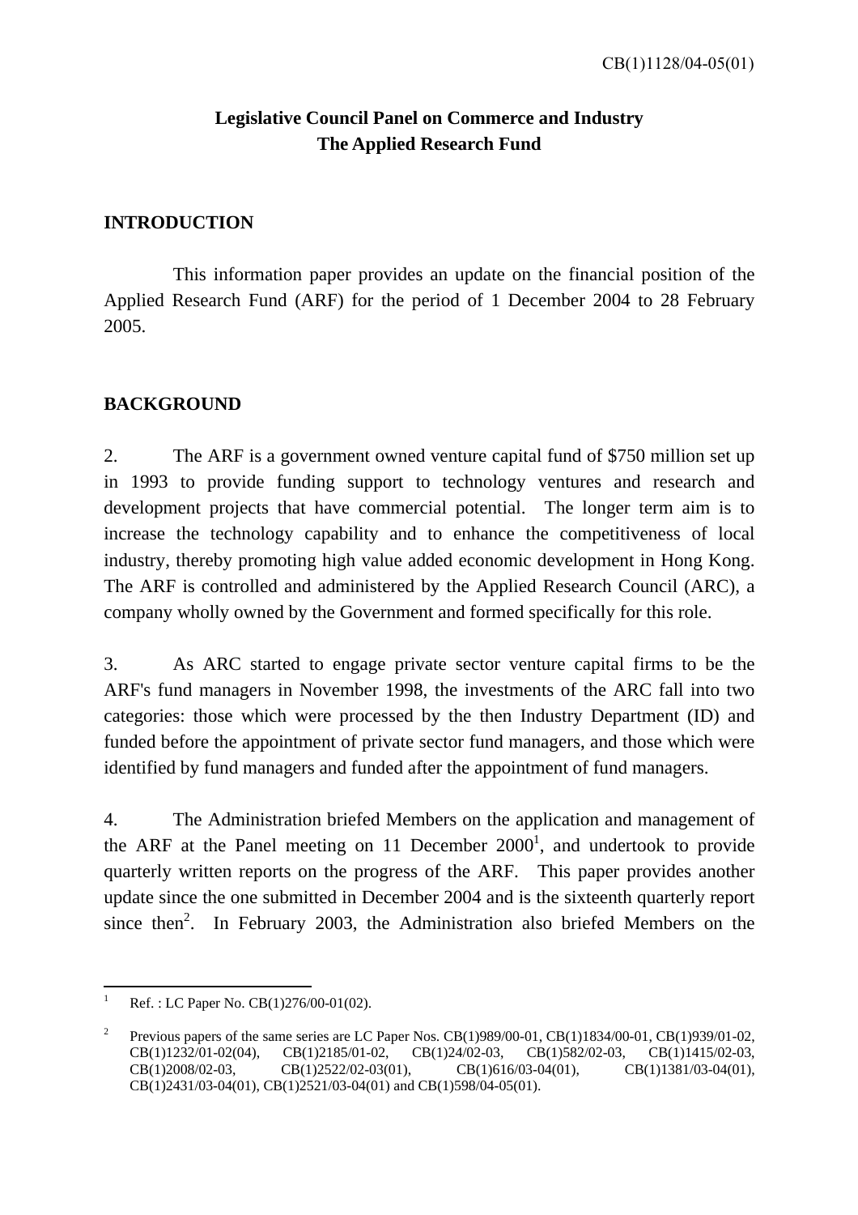CB(1)1128/04-05(01)

**Legislative Council Panel on Commerce and Industry**
**The Applied Research Fund**

## INTRODUCTION

This information paper provides an update on the financial position of the Applied Research Fund (ARF) for the period of 1 December 2004 to 28 February 2005.

## BACKGROUND

2. The ARF is a government owned venture capital fund of $750 million set up in 1993 to provide funding support to technology ventures and research and development projects that have commercial potential. The longer term aim is to increase the technology capability and to enhance the competitiveness of local industry, thereby promoting high value added economic development in Hong Kong. The ARF is controlled and administered by the Applied Research Council (ARC), a company wholly owned by the Government and formed specifically for this role.

3. As ARC started to engage private sector venture capital firms to be the ARF's fund managers in November 1998, the investments of the ARC fall into two categories: those which were processed by the then Industry Department (ID) and funded before the appointment of private sector fund managers, and those which were identified by fund managers and funded after the appointment of fund managers.

4. The Administration briefed Members on the application and management of the ARF at the Panel meeting on 11 December 2000[1], and undertook to provide quarterly written reports on the progress of the ARF. This paper provides another update since the one submitted in December 2004 and is the sixteenth quarterly report since then[2]. In February 2003, the Administration also briefed Members on the

---

[1] Ref. : LC Paper No. CB(1)276/00-01(02).

[2] Previous papers of the same series are LC Paper Nos. CB(1)989/00-01, CB(1)1834/00-01, CB(1)939/01-02, CB(1)1232/01-02(04), CB(1)2185/01-02, CB(1)24/02-03, CB(1)582/02-03, CB(1)1415/02-03, CB(1)2008/02-03, CB(1)2522/02-03(01), CB(1)616/03-04(01), CB(1)1381/03-04(01), CB(1)2431/03-04(01), CB(1)2521/03-04(01) and CB(1)598/04-05(01).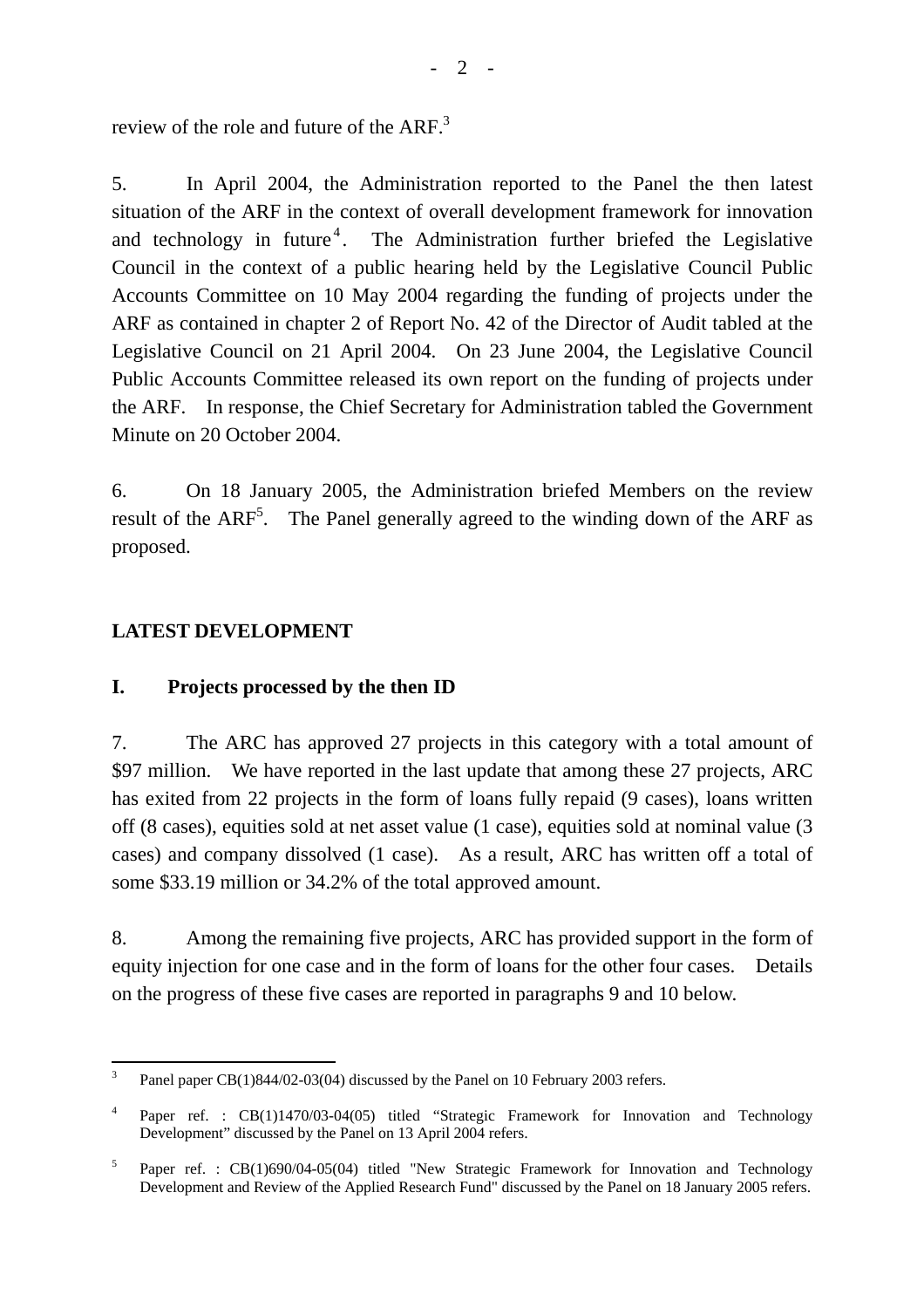review of the role and future of the ARF.[3]

5. In April 2004, the Administration reported to the Panel the then latest situation of the ARF in the context of overall development framework for innovation and technology in future[4]. The Administration further briefed the Legislative Council in the context of a public hearing held by the Legislative Council Public Accounts Committee on 10 May 2004 regarding the funding of projects under the ARF as contained in chapter 2 of Report No. 42 of the Director of Audit tabled at the Legislative Council on 21 April 2004. On 23 June 2004, the Legislative Council Public Accounts Committee released its own report on the funding of projects under the ARF. In response, the Chief Secretary for Administration tabled the Government Minute on 20 October 2004.

6. On 18 January 2005, the Administration briefed Members on the review result of the ARF[5]. The Panel generally agreed to the winding down of the ARF as proposed.

## LATEST DEVELOPMENT

### I. Projects processed by the then ID

7. The ARC has approved 27 projects in this category with a total amount of $97 million. We have reported in the last update that among these 27 projects, ARC has exited from 22 projects in the form of loans fully repaid (9 cases), loans written off (8 cases), equities sold at net asset value (1 case), equities sold at nominal value (3 cases) and company dissolved (1 case). As a result, ARC has written off a total of some $33.19 million or 34.2% of the total approved amount.

8. Among the remaining five projects, ARC has provided support in the form of equity injection for one case and in the form of loans for the other four cases. Details on the progress of these five cases are reported in paragraphs 9 and 10 below.

---

[3] Panel paper CB(1)844/02-03(04) discussed by the Panel on 10 February 2003 refers.

[4] Paper ref. : CB(1)1470/03-04(05) titled “Strategic Framework for Innovation and Technology Development” discussed by the Panel on 13 April 2004 refers.

[5] Paper ref. : CB(1)690/04-05(04) titled "New Strategic Framework for Innovation and Technology Development and Review of the Applied Research Fund" discussed by the Panel on 18 January 2005 refers.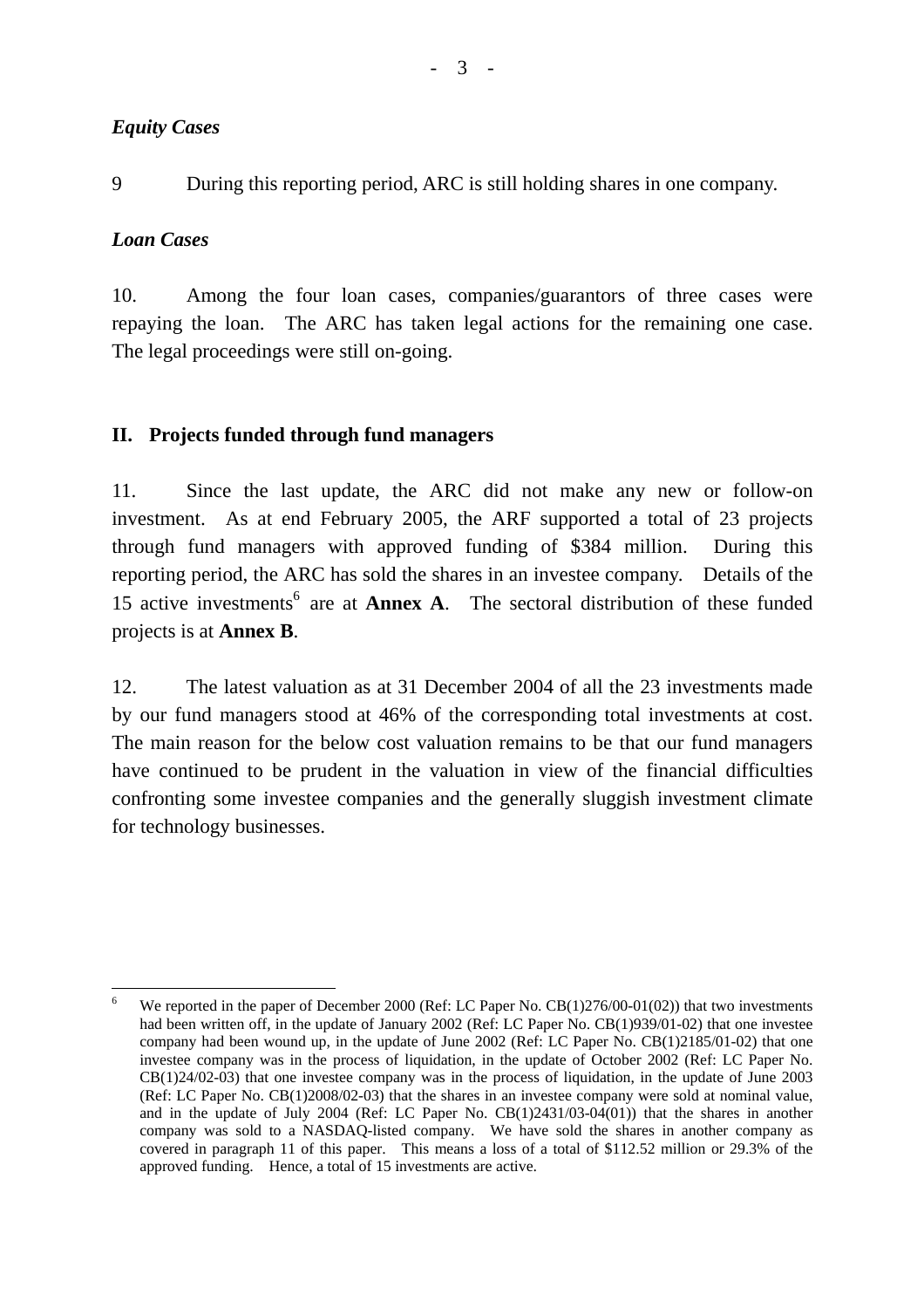### *Equity Cases*

9 During this reporting period, ARC is still holding shares in one company.

### *Loan Cases*

10. Among the four loan cases, companies/guarantors of three cases were repaying the loan. The ARC has taken legal actions for the remaining one case. The legal proceedings were still on-going.

## II. Projects funded through fund managers

11. Since the last update, the ARC did not make any new or follow-on investment. As at end February 2005, the ARF supported a total of 23 projects through fund managers with approved funding of $384 million. During this reporting period, the ARC has sold the shares in an investee company. Details of the 15 active investments[6] are at **Annex A**. The sectoral distribution of these funded projects is at **Annex B**.

12. The latest valuation as at 31 December 2004 of all the 23 investments made by our fund managers stood at 46% of the corresponding total investments at cost. The main reason for the below cost valuation remains to be that our fund managers have continued to be prudent in the valuation in view of the financial difficulties confronting some investee companies and the generally sluggish investment climate for technology businesses.

---

[6] We reported in the paper of December 2000 (Ref: LC Paper No. CB(1)276/00-01(02)) that two investments had been written off, in the update of January 2002 (Ref: LC Paper No. CB(1)939/01-02) that one investee company had been wound up, in the update of June 2002 (Ref: LC Paper No. CB(1)2185/01-02) that one investee company was in the process of liquidation, in the update of October 2002 (Ref: LC Paper No. CB(1)24/02-03) that one investee company was in the process of liquidation, in the update of June 2003 (Ref: LC Paper No. CB(1)2008/02-03) that the shares in an investee company were sold at nominal value, and in the update of July 2004 (Ref: LC Paper No. CB(1)2431/03-04(01)) that the shares in another company was sold to a NASDAQ-listed company. We have sold the shares in another company as covered in paragraph 11 of this paper. This means a loss of a total of $112.52 million or 29.3% of the approved funding. Hence, a total of 15 investments are active.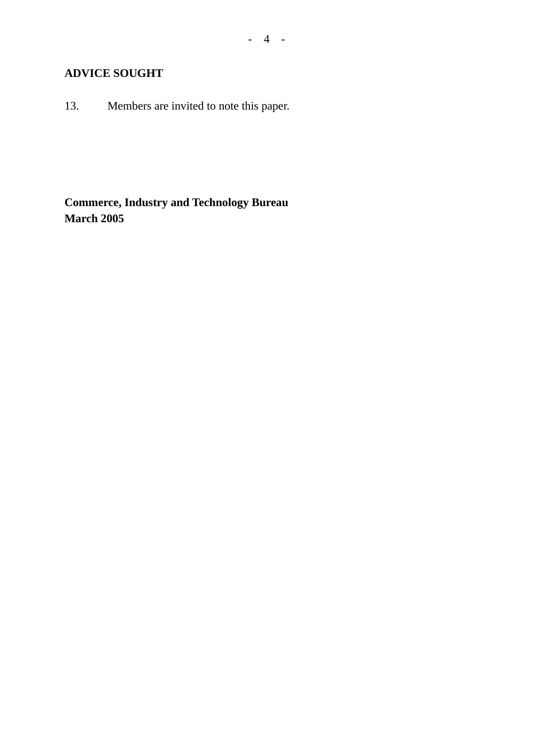**ADVICE SOUGHT**

13. Members are invited to note this paper.

**Commerce, Industry and Technology Bureau**
**March 2005**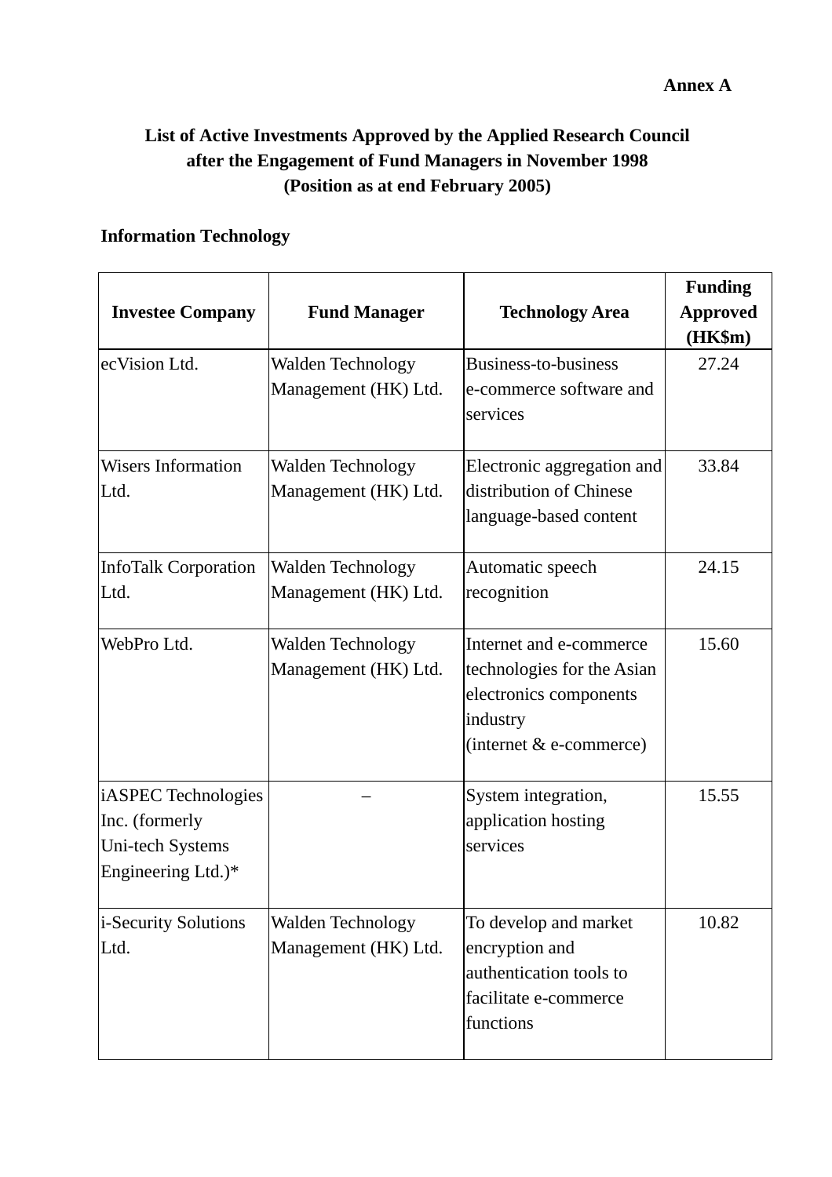**Annex A**

# List of Active Investments Approved by the Applied Research Council after the Engagement of Fund Managers in November 1998 (Position as at end February 2005)

## Information Technology

| Investee Company | Fund Manager | Technology Area | Funding Approved (HK$m) |
|---|---|---|---|
| ecVision Ltd. | Walden Technology Management (HK) Ltd. | Business-to-business e-commerce software and services | 27.24 |
| Wisers Information Ltd. | Walden Technology Management (HK) Ltd. | Electronic aggregation and distribution of Chinese language-based content | 33.84 |
| InfoTalk Corporation Ltd. | Walden Technology Management (HK) Ltd. | Automatic speech recognition | 24.15 |
| WebPro Ltd. | Walden Technology Management (HK) Ltd. | Internet and e-commerce technologies for the Asian electronics components industry (internet & e-commerce) | 15.60 |
| iASPEC Technologies Inc. (formerly Uni-tech Systems Engineering Ltd.)* | – | System integration, application hosting services | 15.55 |
| i-Security Solutions Ltd. | Walden Technology Management (HK) Ltd. | To develop and market encryption and authentication tools to facilitate e-commerce functions | 10.82 |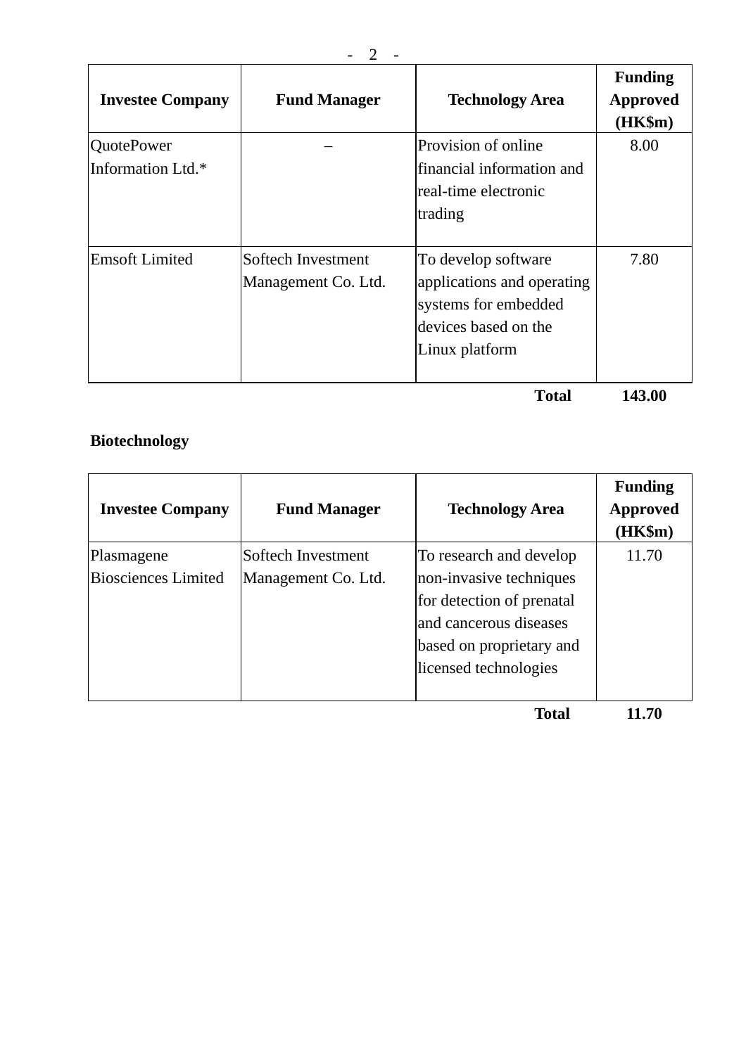| Investee Company | Fund Manager | Technology Area | Funding Approved (HK$m) |
|---|---|---|---|
| QuotePower Information Ltd.* | – | Provision of online financial information and real-time electronic trading | 8.00 |
| Emsoft Limited | Softech Investment Management Co. Ltd. | To develop software applications and operating systems for embedded devices based on the Linux platform | 7.80 |
| | | **Total** | **143.00** |

**Biotechnology**

| Investee Company | Fund Manager | Technology Area | Funding Approved (HK$m) |
|---|---|---|---|
| Plasmagene Biosciences Limited | Softech Investment Management Co. Ltd. | To research and develop non-invasive techniques for detection of prenatal and cancerous diseases based on proprietary and licensed technologies | 11.70 |
| | | **Total** | **11.70** |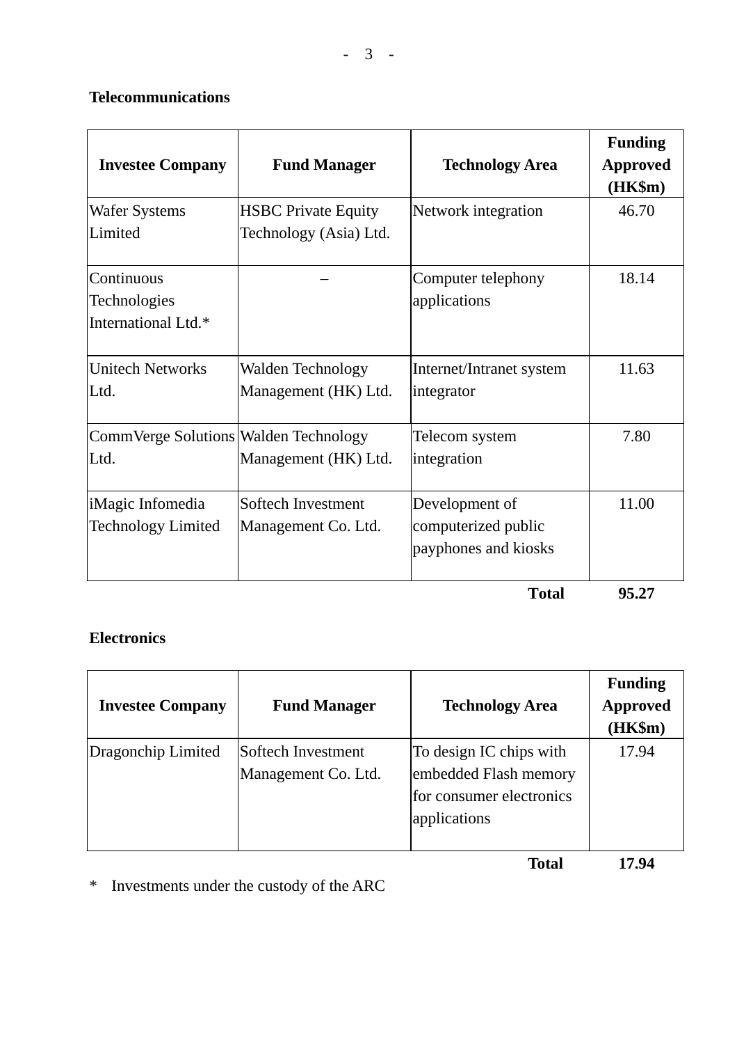**Telecommunications**

| Investee Company | Fund Manager | Technology Area | Funding Approved (HK$m) |
|---|---|---|---|
| Wafer Systems Limited | HSBC Private Equity Technology (Asia) Ltd. | Network integration | 46.70 |
| Continuous Technologies International Ltd.* | – | Computer telephony applications | 18.14 |
| Unitech Networks Ltd. | Walden Technology Management (HK) Ltd. | Internet/Intranet system integrator | 11.63 |
| CommVerge Solutions Ltd. | Walden Technology Management (HK) Ltd. | Telecom system integration | 7.80 |
| iMagic Infomedia Technology Limited | Softech Investment Management Co. Ltd. | Development of computerized public payphones and kiosks | 11.00 |
| | | **Total** | **95.27** |

**Electronics**

| Investee Company | Fund Manager | Technology Area | Funding Approved (HK$m) |
|---|---|---|---|
| Dragonchip Limited | Softech Investment Management Co. Ltd. | To design IC chips with embedded Flash memory for consumer electronics applications | 17.94 |
| | | **Total** | **17.94** |

\* Investments under the custody of the ARC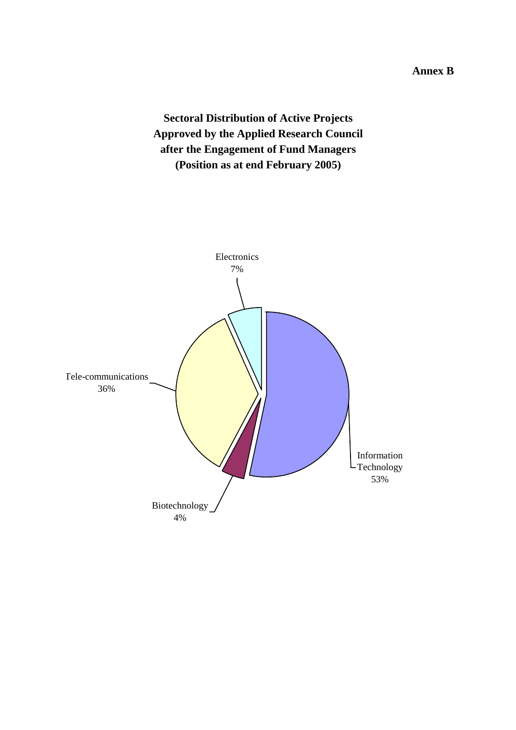**Annex B**

**Sectoral Distribution of Active Projects Approved by the Applied Research Council after the Engagement of Fund Managers (Position as at end February 2005)**

Electronics
7%

Tele-communications
36%

Information
Technology
53%

Biotechnology
4%